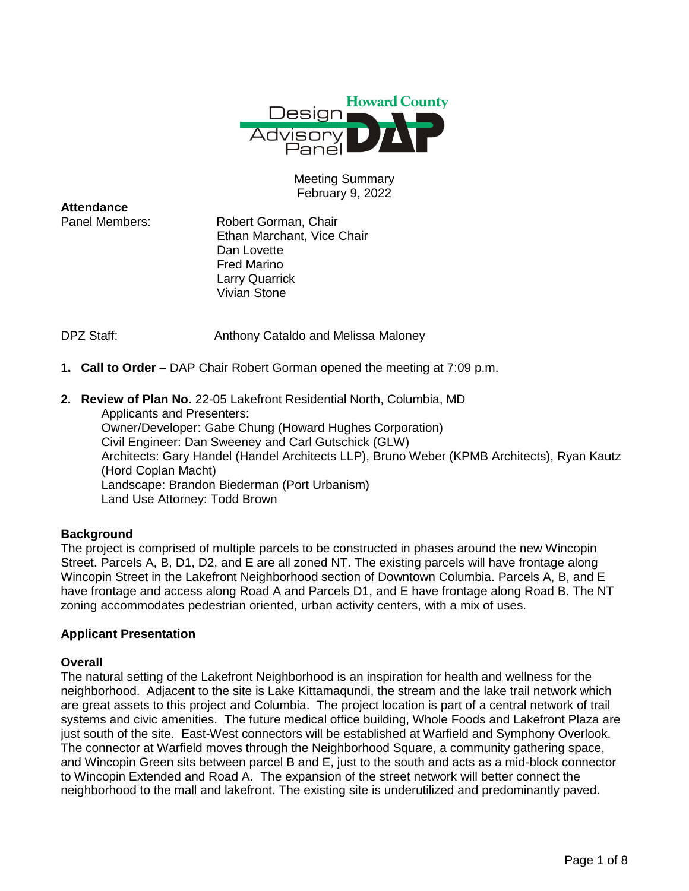Howard County Design Advisory Panel (DAP)

Meeting Summary
February 9, 2022

**Attendance**

Panel Members:
- Robert Gorman, Chair
- Ethan Marchant, Vice Chair
- Dan Lovette
- Fred Marino
- Larry Quarrick
- Vivian Stone

DPZ Staff: Anthony Cataldo and Melissa Maloney

1. **Call to Order** – DAP Chair Robert Gorman opened the meeting at 7:09 p.m.

2. **Review of Plan No.** 22-05 Lakefront Residential North, Columbia, MD
   Applicants and Presenters:
   Owner/Developer: Gabe Chung (Howard Hughes Corporation)
   Civil Engineer: Dan Sweeney and Carl Gutschick (GLW)
   Architects: Gary Handel (Handel Architects LLP), Bruno Weber (KPMB Architects), Ryan Kautz (Hord Coplan Macht)
   Landscape: Brandon Biederman (Port Urbanism)
   Land Use Attorney: Todd Brown

**Background**

The project is comprised of multiple parcels to be constructed in phases around the new Wincopin Street. Parcels A, B, D1, D2, and E are all zoned NT. The existing parcels will have frontage along Wincopin Street in the Lakefront Neighborhood section of Downtown Columbia. Parcels A, B, and E have frontage and access along Road A and Parcels D1, and E have frontage along Road B. The NT zoning accommodates pedestrian oriented, urban activity centers, with a mix of uses.

**Applicant Presentation**

**Overall**

The natural setting of the Lakefront Neighborhood is an inspiration for health and wellness for the neighborhood. Adjacent to the site is Lake Kittamaqundi, the stream and the lake trail network which are great assets to this project and Columbia. The project location is part of a central network of trail systems and civic amenities. The future medical office building, Whole Foods and Lakefront Plaza are just south of the site. East-West connectors will be established at Warfield and Symphony Overlook. The connector at Warfield moves through the Neighborhood Square, a community gathering space, and Wincopin Green sits between parcel B and E, just to the south and acts as a mid-block connector to Wincopin Extended and Road A. The expansion of the street network will better connect the neighborhood to the mall and lakefront. The existing site is underutilized and predominantly paved.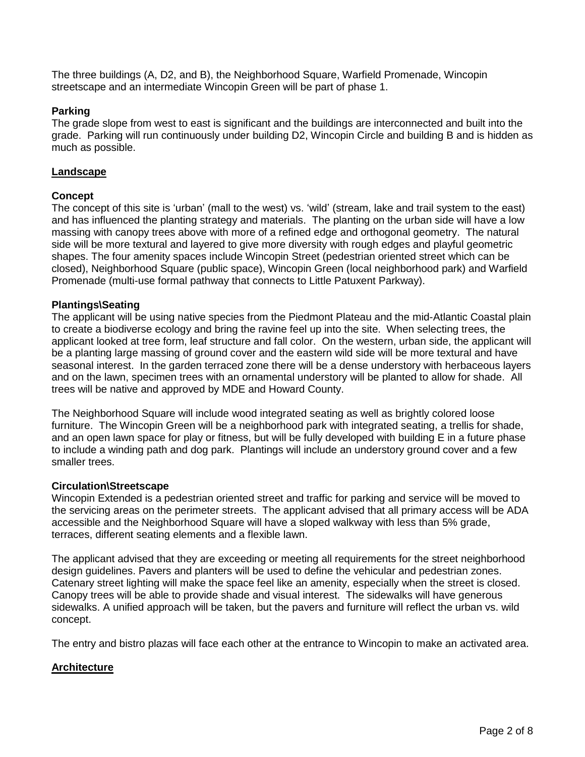The three buildings (A, D2, and B), the Neighborhood Square, Warfield Promenade, Wincopin streetscape and an intermediate Wincopin Green will be part of phase 1.

**Parking**

The grade slope from west to east is significant and the buildings are interconnected and built into the grade. Parking will run continuously under building D2, Wincopin Circle and building B and is hidden as much as possible.

**Landscape**

**Concept**

The concept of this site is 'urban' (mall to the west) vs. 'wild' (stream, lake and trail system to the east) and has influenced the planting strategy and materials. The planting on the urban side will have a low massing with canopy trees above with more of a refined edge and orthogonal geometry. The natural side will be more textural and layered to give more diversity with rough edges and playful geometric shapes. The four amenity spaces include Wincopin Street (pedestrian oriented street which can be closed), Neighborhood Square (public space), Wincopin Green (local neighborhood park) and Warfield Promenade (multi-use formal pathway that connects to Little Patuxent Parkway).

**Plantings\Seating**

The applicant will be using native species from the Piedmont Plateau and the mid-Atlantic Coastal plain to create a biodiverse ecology and bring the ravine feel up into the site. When selecting trees, the applicant looked at tree form, leaf structure and fall color. On the western, urban side, the applicant will be a planting large massing of ground cover and the eastern wild side will be more textural and have seasonal interest. In the garden terraced zone there will be a dense understory with herbaceous layers and on the lawn, specimen trees with an ornamental understory will be planted to allow for shade. All trees will be native and approved by MDE and Howard County.

The Neighborhood Square will include wood integrated seating as well as brightly colored loose furniture. The Wincopin Green will be a neighborhood park with integrated seating, a trellis for shade, and an open lawn space for play or fitness, but will be fully developed with building E in a future phase to include a winding path and dog park. Plantings will include an understory ground cover and a few smaller trees.

**Circulation\Streetscape**

Wincopin Extended is a pedestrian oriented street and traffic for parking and service will be moved to the servicing areas on the perimeter streets. The applicant advised that all primary access will be ADA accessible and the Neighborhood Square will have a sloped walkway with less than 5% grade, terraces, different seating elements and a flexible lawn.

The applicant advised that they are exceeding or meeting all requirements for the street neighborhood design guidelines. Pavers and planters will be used to define the vehicular and pedestrian zones. Catenary street lighting will make the space feel like an amenity, especially when the street is closed. Canopy trees will be able to provide shade and visual interest. The sidewalks will have generous sidewalks. A unified approach will be taken, but the pavers and furniture will reflect the urban vs. wild concept.

The entry and bistro plazas will face each other at the entrance to Wincopin to make an activated area.

**Architecture**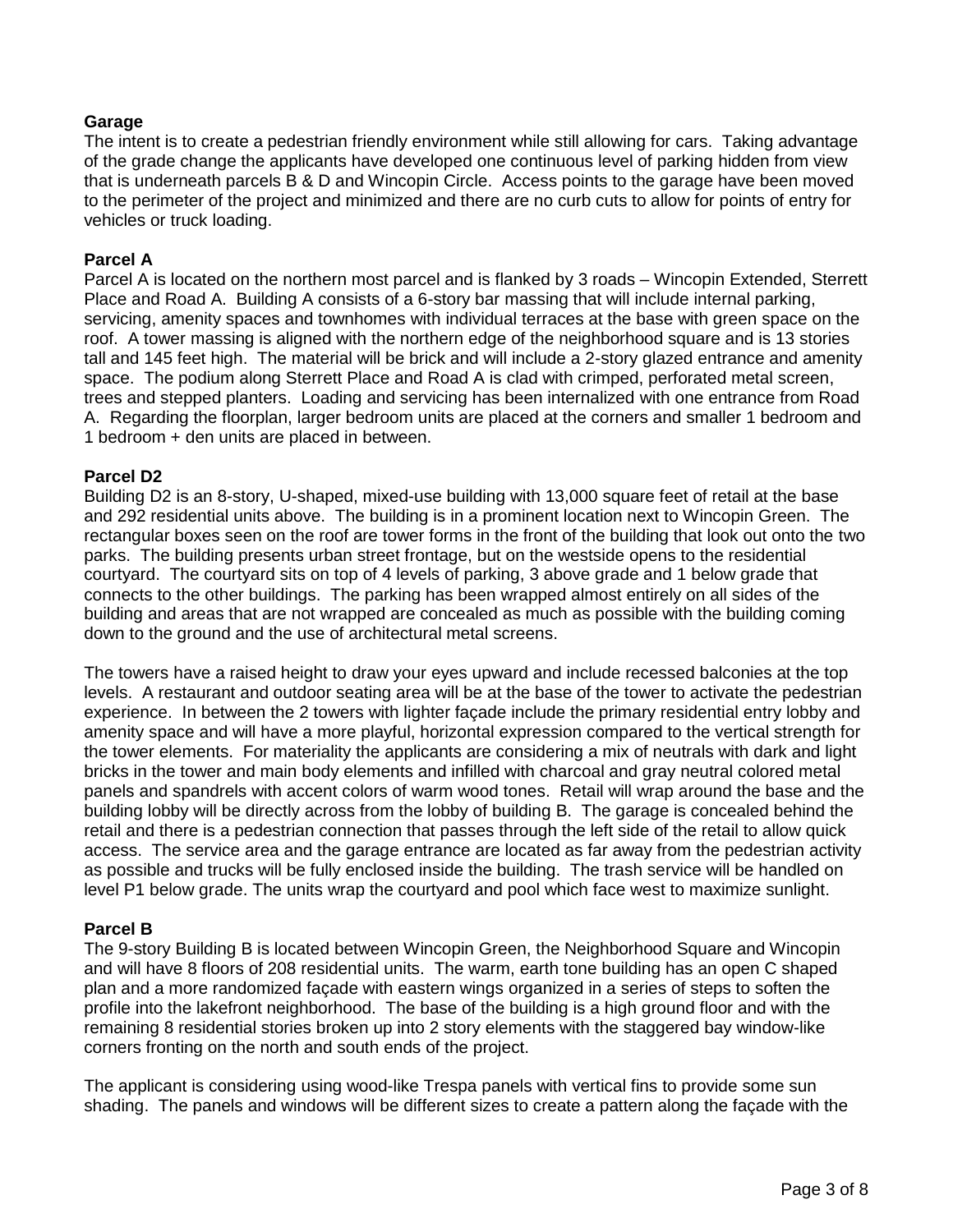**Garage**

The intent is to create a pedestrian friendly environment while still allowing for cars. Taking advantage of the grade change the applicants have developed one continuous level of parking hidden from view that is underneath parcels B & D and Wincopin Circle. Access points to the garage have been moved to the perimeter of the project and minimized and there are no curb cuts to allow for points of entry for vehicles or truck loading.

**Parcel A**

Parcel A is located on the northern most parcel and is flanked by 3 roads – Wincopin Extended, Sterrett Place and Road A. Building A consists of a 6-story bar massing that will include internal parking, servicing, amenity spaces and townhomes with individual terraces at the base with green space on the roof. A tower massing is aligned with the northern edge of the neighborhood square and is 13 stories tall and 145 feet high. The material will be brick and will include a 2-story glazed entrance and amenity space. The podium along Sterrett Place and Road A is clad with crimped, perforated metal screen, trees and stepped planters. Loading and servicing has been internalized with one entrance from Road A. Regarding the floorplan, larger bedroom units are placed at the corners and smaller 1 bedroom and 1 bedroom + den units are placed in between.

**Parcel D2**

Building D2 is an 8-story, U-shaped, mixed-use building with 13,000 square feet of retail at the base and 292 residential units above. The building is in a prominent location next to Wincopin Green. The rectangular boxes seen on the roof are tower forms in the front of the building that look out onto the two parks. The building presents urban street frontage, but on the westside opens to the residential courtyard. The courtyard sits on top of 4 levels of parking, 3 above grade and 1 below grade that connects to the other buildings. The parking has been wrapped almost entirely on all sides of the building and areas that are not wrapped are concealed as much as possible with the building coming down to the ground and the use of architectural metal screens.

The towers have a raised height to draw your eyes upward and include recessed balconies at the top levels. A restaurant and outdoor seating area will be at the base of the tower to activate the pedestrian experience. In between the 2 towers with lighter façade include the primary residential entry lobby and amenity space and will have a more playful, horizontal expression compared to the vertical strength for the tower elements. For materiality the applicants are considering a mix of neutrals with dark and light bricks in the tower and main body elements and infilled with charcoal and gray neutral colored metal panels and spandrels with accent colors of warm wood tones. Retail will wrap around the base and the building lobby will be directly across from the lobby of building B. The garage is concealed behind the retail and there is a pedestrian connection that passes through the left side of the retail to allow quick access. The service area and the garage entrance are located as far away from the pedestrian activity as possible and trucks will be fully enclosed inside the building. The trash service will be handled on level P1 below grade. The units wrap the courtyard and pool which face west to maximize sunlight.

**Parcel B**

The 9-story Building B is located between Wincopin Green, the Neighborhood Square and Wincopin and will have 8 floors of 208 residential units. The warm, earth tone building has an open C shaped plan and a more randomized façade with eastern wings organized in a series of steps to soften the profile into the lakefront neighborhood. The base of the building is a high ground floor and with the remaining 8 residential stories broken up into 2 story elements with the staggered bay window-like corners fronting on the north and south ends of the project.

The applicant is considering using wood-like Trespa panels with vertical fins to provide some sun shading. The panels and windows will be different sizes to create a pattern along the façade with the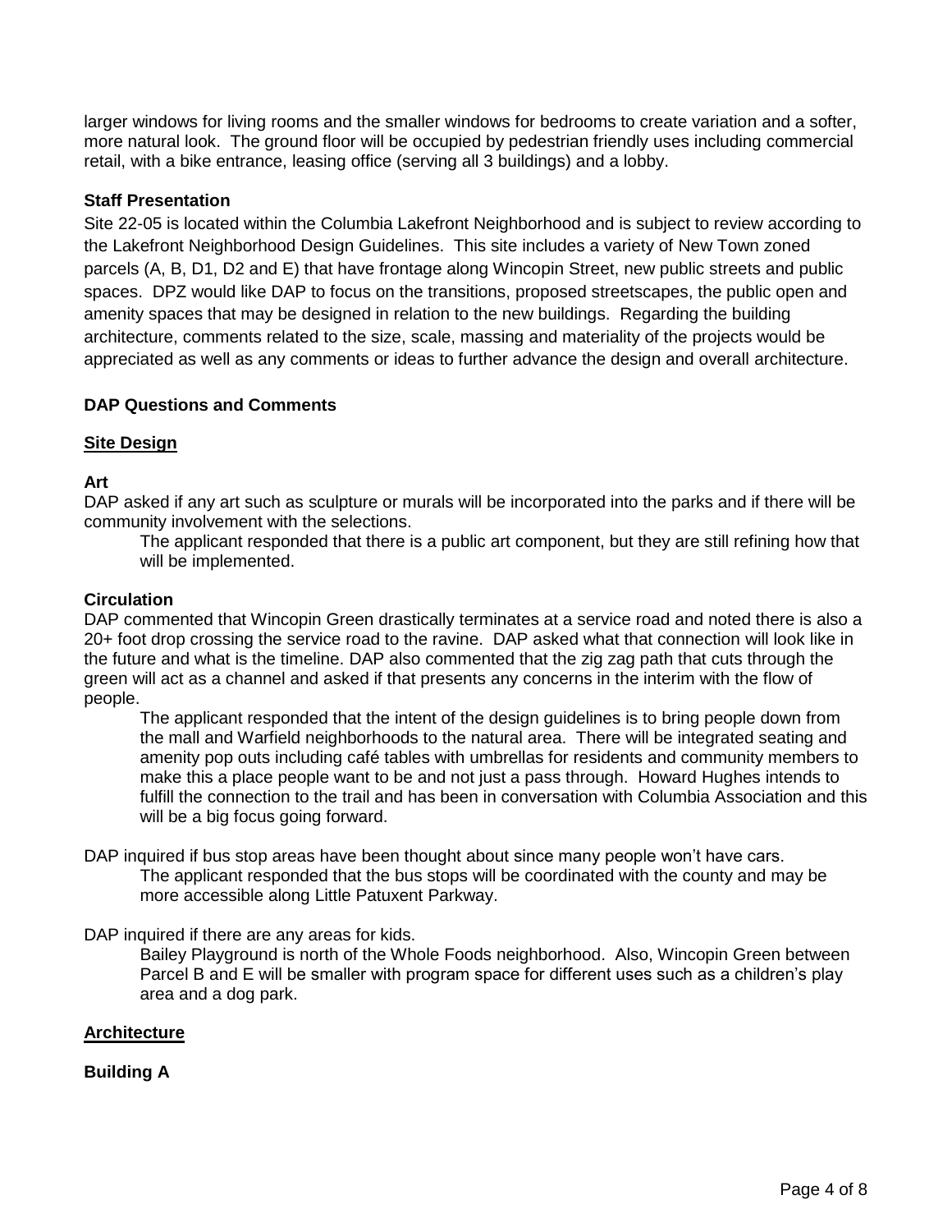larger windows for living rooms and the smaller windows for bedrooms to create variation and a softer, more natural look. The ground floor will be occupied by pedestrian friendly uses including commercial retail, with a bike entrance, leasing office (serving all 3 buildings) and a lobby.

**Staff Presentation**

Site 22-05 is located within the Columbia Lakefront Neighborhood and is subject to review according to the Lakefront Neighborhood Design Guidelines. This site includes a variety of New Town zoned parcels (A, B, D1, D2 and E) that have frontage along Wincopin Street, new public streets and public spaces. DPZ would like DAP to focus on the transitions, proposed streetscapes, the public open and amenity spaces that may be designed in relation to the new buildings. Regarding the building architecture, comments related to the size, scale, massing and materiality of the projects would be appreciated as well as any comments or ideas to further advance the design and overall architecture.

**DAP Questions and Comments**

**Site Design**

**Art**

DAP asked if any art such as sculpture or murals will be incorporated into the parks and if there will be community involvement with the selections.

> The applicant responded that there is a public art component, but they are still refining how that will be implemented.

**Circulation**

DAP commented that Wincopin Green drastically terminates at a service road and noted there is also a 20+ foot drop crossing the service road to the ravine. DAP asked what that connection will look like in the future and what is the timeline. DAP also commented that the zig zag path that cuts through the green will act as a channel and asked if that presents any concerns in the interim with the flow of people.

> The applicant responded that the intent of the design guidelines is to bring people down from the mall and Warfield neighborhoods to the natural area. There will be integrated seating and amenity pop outs including café tables with umbrellas for residents and community members to make this a place people want to be and not just a pass through. Howard Hughes intends to fulfill the connection to the trail and has been in conversation with Columbia Association and this will be a big focus going forward.

DAP inquired if bus stop areas have been thought about since many people won't have cars.

> The applicant responded that the bus stops will be coordinated with the county and may be more accessible along Little Patuxent Parkway.

DAP inquired if there are any areas for kids.

> Bailey Playground is north of the Whole Foods neighborhood. Also, Wincopin Green between Parcel B and E will be smaller with program space for different uses such as a children's play area and a dog park.

**Architecture**

**Building A**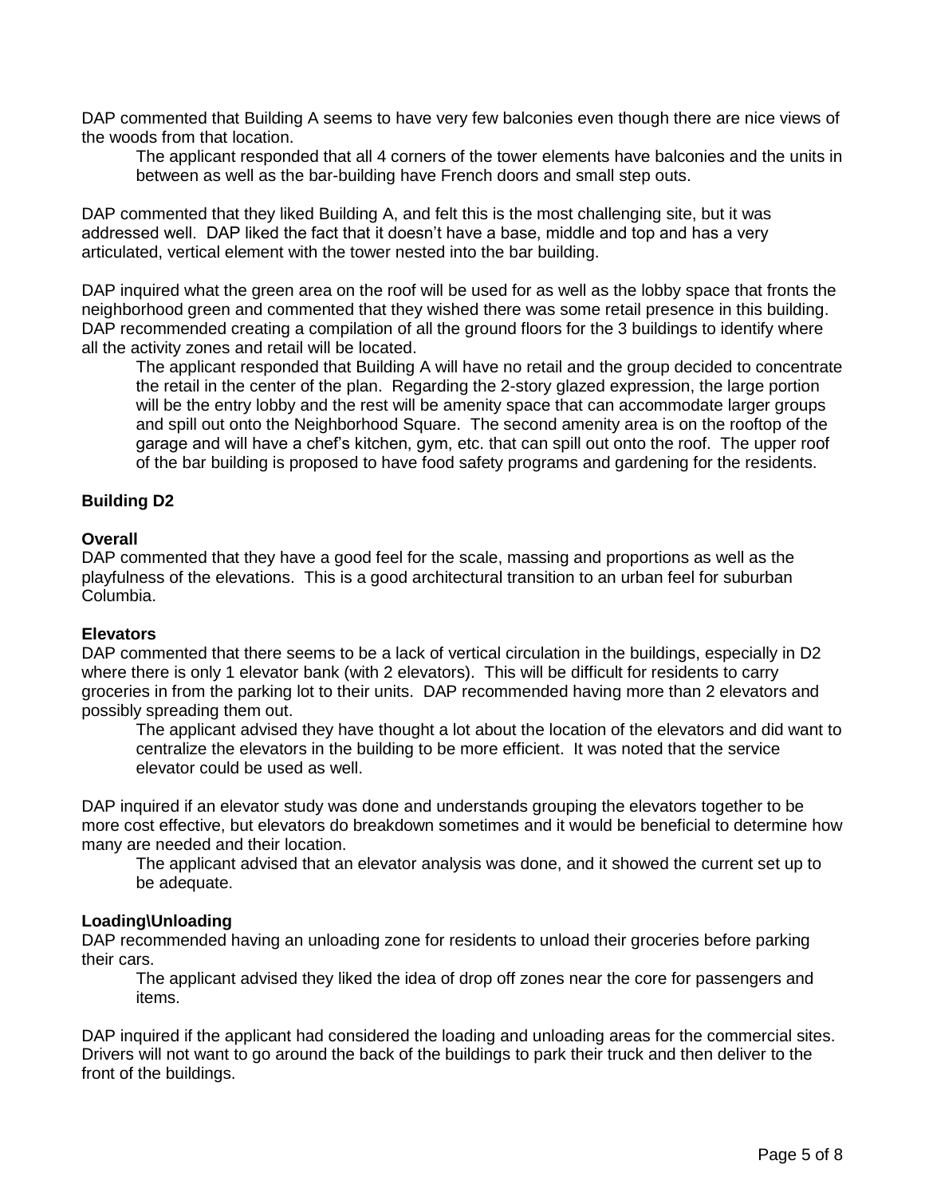DAP commented that Building A seems to have very few balconies even though there are nice views of the woods from that location.

> The applicant responded that all 4 corners of the tower elements have balconies and the units in between as well as the bar-building have French doors and small step outs.

DAP commented that they liked Building A, and felt this is the most challenging site, but it was addressed well. DAP liked the fact that it doesn't have a base, middle and top and has a very articulated, vertical element with the tower nested into the bar building.

DAP inquired what the green area on the roof will be used for as well as the lobby space that fronts the neighborhood green and commented that they wished there was some retail presence in this building. DAP recommended creating a compilation of all the ground floors for the 3 buildings to identify where all the activity zones and retail will be located.

> The applicant responded that Building A will have no retail and the group decided to concentrate the retail in the center of the plan. Regarding the 2-story glazed expression, the large portion will be the entry lobby and the rest will be amenity space that can accommodate larger groups and spill out onto the Neighborhood Square. The second amenity area is on the rooftop of the garage and will have a chef's kitchen, gym, etc. that can spill out onto the roof. The upper roof of the bar building is proposed to have food safety programs and gardening for the residents.

**Building D2**

**Overall**
DAP commented that they have a good feel for the scale, massing and proportions as well as the playfulness of the elevations. This is a good architectural transition to an urban feel for suburban Columbia.

**Elevators**
DAP commented that there seems to be a lack of vertical circulation in the buildings, especially in D2 where there is only 1 elevator bank (with 2 elevators). This will be difficult for residents to carry groceries in from the parking lot to their units. DAP recommended having more than 2 elevators and possibly spreading them out.

> The applicant advised they have thought a lot about the location of the elevators and did want to centralize the elevators in the building to be more efficient. It was noted that the service elevator could be used as well.

DAP inquired if an elevator study was done and understands grouping the elevators together to be more cost effective, but elevators do breakdown sometimes and it would be beneficial to determine how many are needed and their location.

> The applicant advised that an elevator analysis was done, and it showed the current set up to be adequate.

**Loading\Unloading**
DAP recommended having an unloading zone for residents to unload their groceries before parking their cars.

> The applicant advised they liked the idea of drop off zones near the core for passengers and items.

DAP inquired if the applicant had considered the loading and unloading areas for the commercial sites. Drivers will not want to go around the back of the buildings to park their truck and then deliver to the front of the buildings.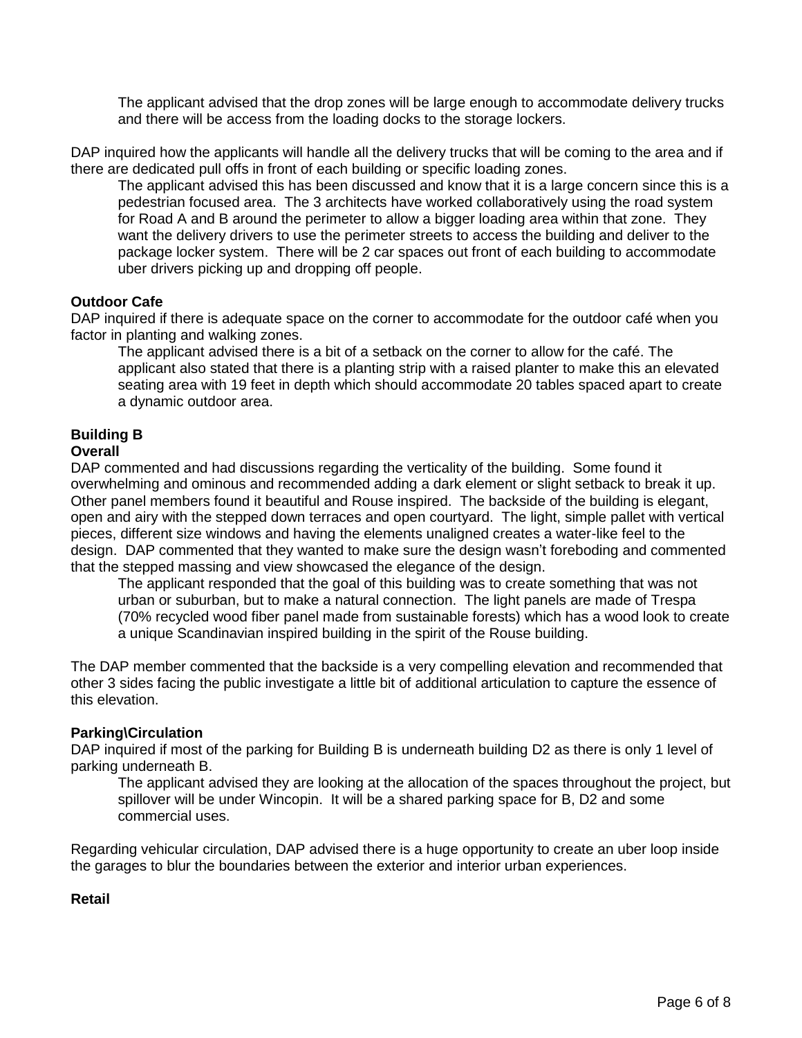The applicant advised that the drop zones will be large enough to accommodate delivery trucks and there will be access from the loading docks to the storage lockers.

DAP inquired how the applicants will handle all the delivery trucks that will be coming to the area and if there are dedicated pull offs in front of each building or specific loading zones.

The applicant advised this has been discussed and know that it is a large concern since this is a pedestrian focused area. The 3 architects have worked collaboratively using the road system for Road A and B around the perimeter to allow a bigger loading area within that zone. They want the delivery drivers to use the perimeter streets to access the building and deliver to the package locker system. There will be 2 car spaces out front of each building to accommodate uber drivers picking up and dropping off people.

**Outdoor Cafe**

DAP inquired if there is adequate space on the corner to accommodate for the outdoor café when you factor in planting and walking zones.

The applicant advised there is a bit of a setback on the corner to allow for the café. The applicant also stated that there is a planting strip with a raised planter to make this an elevated seating area with 19 feet in depth which should accommodate 20 tables spaced apart to create a dynamic outdoor area.

**Building B**

**Overall**

DAP commented and had discussions regarding the verticality of the building. Some found it overwhelming and ominous and recommended adding a dark element or slight setback to break it up. Other panel members found it beautiful and Rouse inspired. The backside of the building is elegant, open and airy with the stepped down terraces and open courtyard. The light, simple pallet with vertical pieces, different size windows and having the elements unaligned creates a water-like feel to the design. DAP commented that they wanted to make sure the design wasn't foreboding and commented that the stepped massing and view showcased the elegance of the design.

The applicant responded that the goal of this building was to create something that was not urban or suburban, but to make a natural connection. The light panels are made of Trespa (70% recycled wood fiber panel made from sustainable forests) which has a wood look to create a unique Scandinavian inspired building in the spirit of the Rouse building.

The DAP member commented that the backside is a very compelling elevation and recommended that other 3 sides facing the public investigate a little bit of additional articulation to capture the essence of this elevation.

**Parking\Circulation**

DAP inquired if most of the parking for Building B is underneath building D2 as there is only 1 level of parking underneath B.

The applicant advised they are looking at the allocation of the spaces throughout the project, but spillover will be under Wincopin. It will be a shared parking space for B, D2 and some commercial uses.

Regarding vehicular circulation, DAP advised there is a huge opportunity to create an uber loop inside the garages to blur the boundaries between the exterior and interior urban experiences.

**Retail**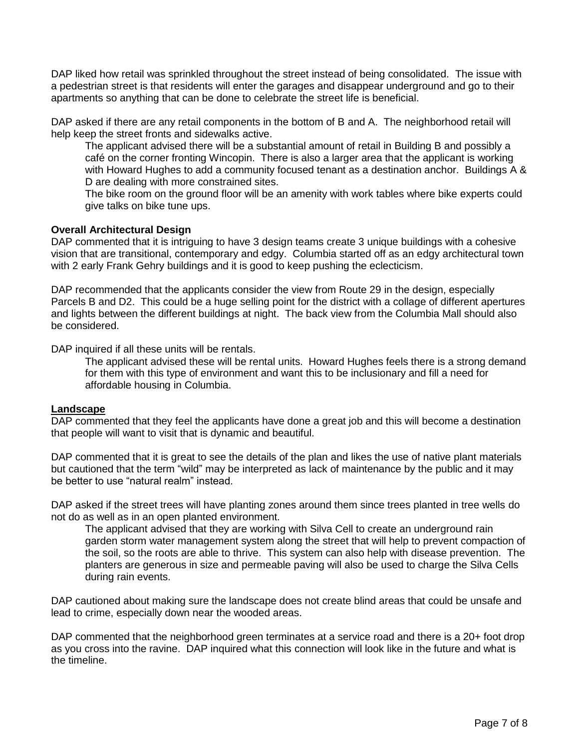DAP liked how retail was sprinkled throughout the street instead of being consolidated. The issue with a pedestrian street is that residents will enter the garages and disappear underground and go to their apartments so anything that can be done to celebrate the street life is beneficial.

DAP asked if there are any retail components in the bottom of B and A. The neighborhood retail will help keep the street fronts and sidewalks active.

> The applicant advised there will be a substantial amount of retail in Building B and possibly a café on the corner fronting Wincopin. There is also a larger area that the applicant is working with Howard Hughes to add a community focused tenant as a destination anchor. Buildings A & D are dealing with more constrained sites.
>
> The bike room on the ground floor will be an amenity with work tables where bike experts could give talks on bike tune ups.

**Overall Architectural Design**

DAP commented that it is intriguing to have 3 design teams create 3 unique buildings with a cohesive vision that are transitional, contemporary and edgy. Columbia started off as an edgy architectural town with 2 early Frank Gehry buildings and it is good to keep pushing the eclecticism.

DAP recommended that the applicants consider the view from Route 29 in the design, especially Parcels B and D2. This could be a huge selling point for the district with a collage of different apertures and lights between the different buildings at night. The back view from the Columbia Mall should also be considered.

DAP inquired if all these units will be rentals.

> The applicant advised these will be rental units. Howard Hughes feels there is a strong demand for them with this type of environment and want this to be inclusionary and fill a need for affordable housing in Columbia.

**Landscape**

DAP commented that they feel the applicants have done a great job and this will become a destination that people will want to visit that is dynamic and beautiful.

DAP commented that it is great to see the details of the plan and likes the use of native plant materials but cautioned that the term "wild" may be interpreted as lack of maintenance by the public and it may be better to use "natural realm" instead.

DAP asked if the street trees will have planting zones around them since trees planted in tree wells do not do as well as in an open planted environment.

> The applicant advised that they are working with Silva Cell to create an underground rain garden storm water management system along the street that will help to prevent compaction of the soil, so the roots are able to thrive. This system can also help with disease prevention. The planters are generous in size and permeable paving will also be used to charge the Silva Cells during rain events.

DAP cautioned about making sure the landscape does not create blind areas that could be unsafe and lead to crime, especially down near the wooded areas.

DAP commented that the neighborhood green terminates at a service road and there is a 20+ foot drop as you cross into the ravine. DAP inquired what this connection will look like in the future and what is the timeline.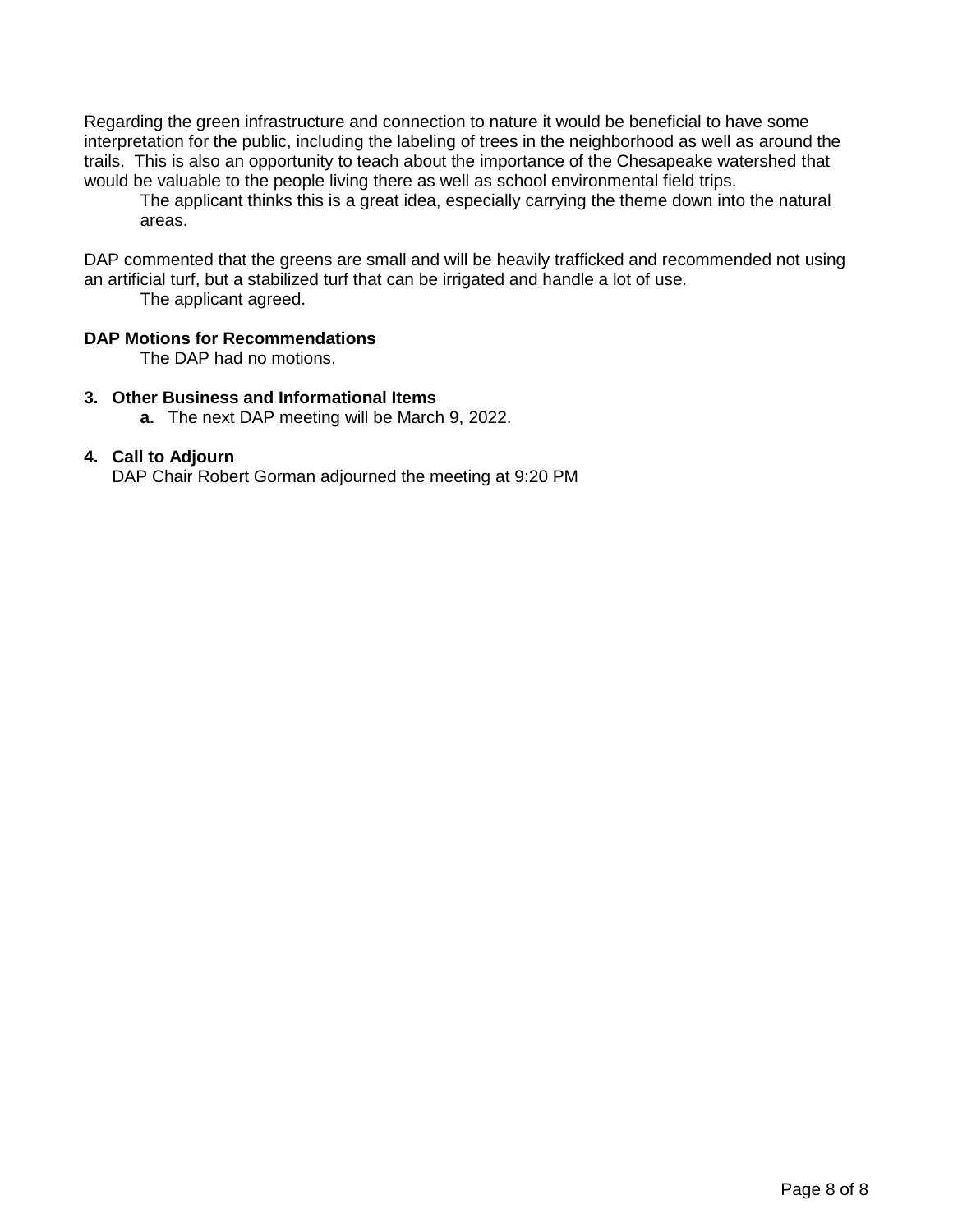Regarding the green infrastructure and connection to nature it would be beneficial to have some interpretation for the public, including the labeling of trees in the neighborhood as well as around the trails. This is also an opportunity to teach about the importance of the Chesapeake watershed that would be valuable to the people living there as well as school environmental field trips.

> The applicant thinks this is a great idea, especially carrying the theme down into the natural areas.

DAP commented that the greens are small and will be heavily trafficked and recommended not using an artificial turf, but a stabilized turf that can be irrigated and handle a lot of use.

> The applicant agreed.

**DAP Motions for Recommendations**

> The DAP had no motions.

3. **Other Business and Informational Items**
   a. The next DAP meeting will be March 9, 2022.

4. **Call to Adjourn**
   DAP Chair Robert Gorman adjourned the meeting at 9:20 PM